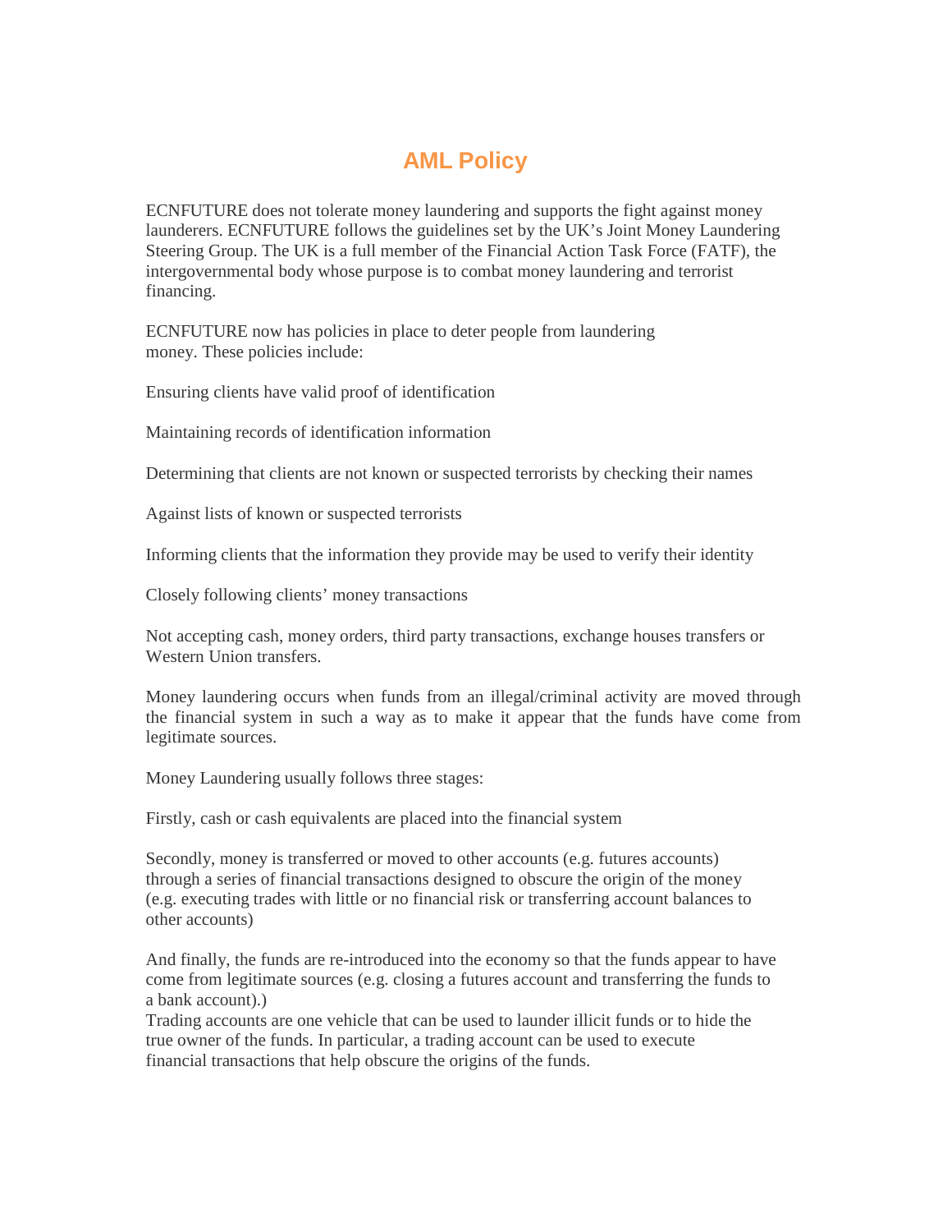# AML Policy

ECNFUTURE does not tolerate money laundering and supports the fight against money launderers. ECNFUTURE follows the guidelines set by the UK's Joint Money Laundering Steering Group. The UK is a full member of the Financial Action Task Force (FATF), the intergovernmental body whose purpose is to combat money laundering and terrorist financing.

ECNFUTURE now has policies in place to deter people from laundering money. These policies include:

Ensuring clients have valid proof of identification

Maintaining records of identification information

Determining that clients are not known or suspected terrorists by checking their names

Against lists of known or suspected terrorists

Informing clients that the information they provide may be used to verify their identity

Closely following clients' money transactions

Not accepting cash, money orders, third party transactions, exchange houses transfers or Western Union transfers.

Money laundering occurs when funds from an illegal/criminal activity are moved through the financial system in such a way as to make it appear that the funds have come from legitimate sources.

Money Laundering usually follows three stages:

Firstly, cash or cash equivalents are placed into the financial system

Secondly, money is transferred or moved to other accounts (e.g. futures accounts) through a series of financial transactions designed to obscure the origin of the money (e.g. executing trades with little or no financial risk or transferring account balances to other accounts)

And finally, the funds are re-introduced into the economy so that the funds appear to have come from legitimate sources (e.g. closing a futures account and transferring the funds to a bank account).)
Trading accounts are one vehicle that can be used to launder illicit funds or to hide the true owner of the funds. In particular, a trading account can be used to execute financial transactions that help obscure the origins of the funds.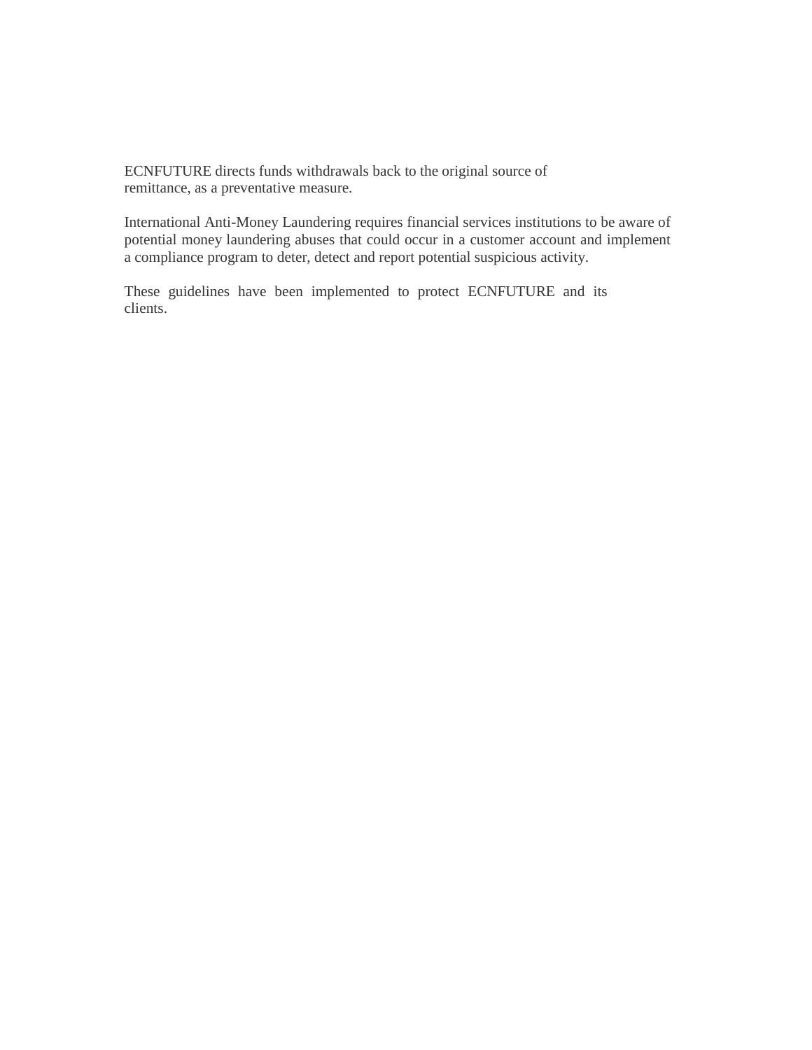ECNFUTURE directs funds withdrawals back to the original source of remittance, as a preventative measure.

International Anti-Money Laundering requires financial services institutions to be aware of potential money laundering abuses that could occur in a customer account and implement a compliance program to deter, detect and report potential suspicious activity.

These guidelines have been implemented to protect ECNFUTURE and its clients.